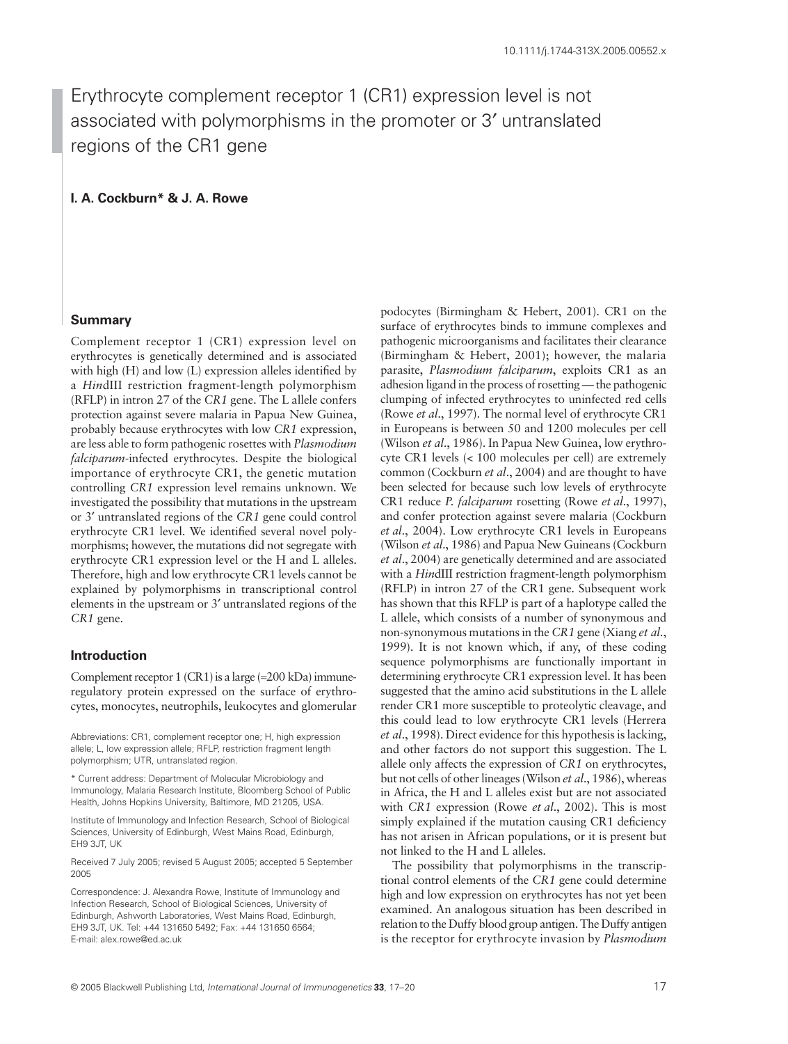10.1111/j.1744-313X.2005.00552.x

# Erythrocyte complement receptor 1 (CR1) expression level is not associated with polymorphisms in the promoter or 3′ untranslated regions of the CR1 gene

**I. A. Cockburn* & J. A. Rowe**

## Summary

Complement receptor 1 (CR1) expression level on erythrocytes is genetically determined and is associated with high (H) and low (L) expression alleles identified by a *Hin*dIII restriction fragment-length polymorphism (RFLP) in intron 27 of the *CR1* gene. The L allele confers protection against severe malaria in Papua New Guinea, probably because erythrocytes with low *CR1* expression, are less able to form pathogenic rosettes with *Plasmodium falciparum*-infected erythrocytes. Despite the biological importance of erythrocyte CR1, the genetic mutation controlling *CR1* expression level remains unknown. We investigated the possibility that mutations in the upstream or 3′ untranslated regions of the *CR1* gene could control erythrocyte CR1 level. We identified several novel polymorphisms; however, the mutations did not segregate with erythrocyte CR1 expression level or the H and L alleles. Therefore, high and low erythrocyte CR1 levels cannot be explained by polymorphisms in transcriptional control elements in the upstream or 3′ untranslated regions of the *CR1* gene.

## Introduction

Complement receptor 1 (CR1) is a large (≈200 kDa) immune-regulatory protein expressed on the surface of erythrocytes, monocytes, neutrophils, leukocytes and glomerular podocytes (Birmingham & Hebert, 2001). CR1 on the surface of erythrocytes binds to immune complexes and pathogenic microorganisms and facilitates their clearance (Birmingham & Hebert, 2001); however, the malaria parasite, *Plasmodium falciparum*, exploits CR1 as an adhesion ligand in the process of rosetting — the pathogenic clumping of infected erythrocytes to uninfected red cells (Rowe *et al*., 1997). The normal level of erythrocyte CR1 in Europeans is between 50 and 1200 molecules per cell (Wilson *et al*., 1986). In Papua New Guinea, low erythrocyte CR1 levels (< 100 molecules per cell) are extremely common (Cockburn *et al*., 2004) and are thought to have been selected for because such low levels of erythrocyte CR1 reduce *P. falciparum* rosetting (Rowe *et al*., 1997), and confer protection against severe malaria (Cockburn *et al*., 2004). Low erythrocyte CR1 levels in Europeans (Wilson *et al*., 1986) and Papua New Guineans (Cockburn *et al*., 2004) are genetically determined and are associated with a *Hin*dIII restriction fragment-length polymorphism (RFLP) in intron 27 of the CR1 gene. Subsequent work has shown that this RFLP is part of a haplotype called the L allele, which consists of a number of synonymous and non-synonymous mutations in the *CR1* gene (Xiang *et al*., 1999). It is not known which, if any, of these coding sequence polymorphisms are functionally important in determining erythrocyte CR1 expression level. It has been suggested that the amino acid substitutions in the L allele render CR1 more susceptible to proteolytic cleavage, and this could lead to low erythrocyte CR1 levels (Herrera *et al*., 1998). Direct evidence for this hypothesis is lacking, and other factors do not support this suggestion. The L allele only affects the expression of *CR1* on erythrocytes, but not cells of other lineages (Wilson *et al*., 1986), whereas in Africa, the H and L alleles exist but are not associated with *CR1* expression (Rowe *et al*., 2002). This is most simply explained if the mutation causing CR1 deficiency has not arisen in African populations, or it is present but not linked to the H and L alleles.

The possibility that polymorphisms in the transcriptional control elements of the *CR1* gene could determine high and low expression on erythrocytes has not yet been examined. An analogous situation has been described in relation to the Duffy blood group antigen. The Duffy antigen is the receptor for erythrocyte invasion by *Plasmodium*

Abbreviations: CR1, complement receptor one; H, high expression allele; L, low expression allele; RFLP, restriction fragment length polymorphism; UTR, untranslated region.

\* Current address: Department of Molecular Microbiology and Immunology, Malaria Research Institute, Bloomberg School of Public Health, Johns Hopkins University, Baltimore, MD 21205, USA.

Institute of Immunology and Infection Research, School of Biological Sciences, University of Edinburgh, West Mains Road, Edinburgh, EH9 3JT, UK

Received 7 July 2005; revised 5 August 2005; accepted 5 September 2005

Correspondence: J. Alexandra Rowe, Institute of Immunology and Infection Research, School of Biological Sciences, University of Edinburgh, Ashworth Laboratories, West Mains Road, Edinburgh, EH9 3JT, UK. Tel: +44 131650 5492; Fax: +44 131650 6564; E-mail: alex.rowe@ed.ac.uk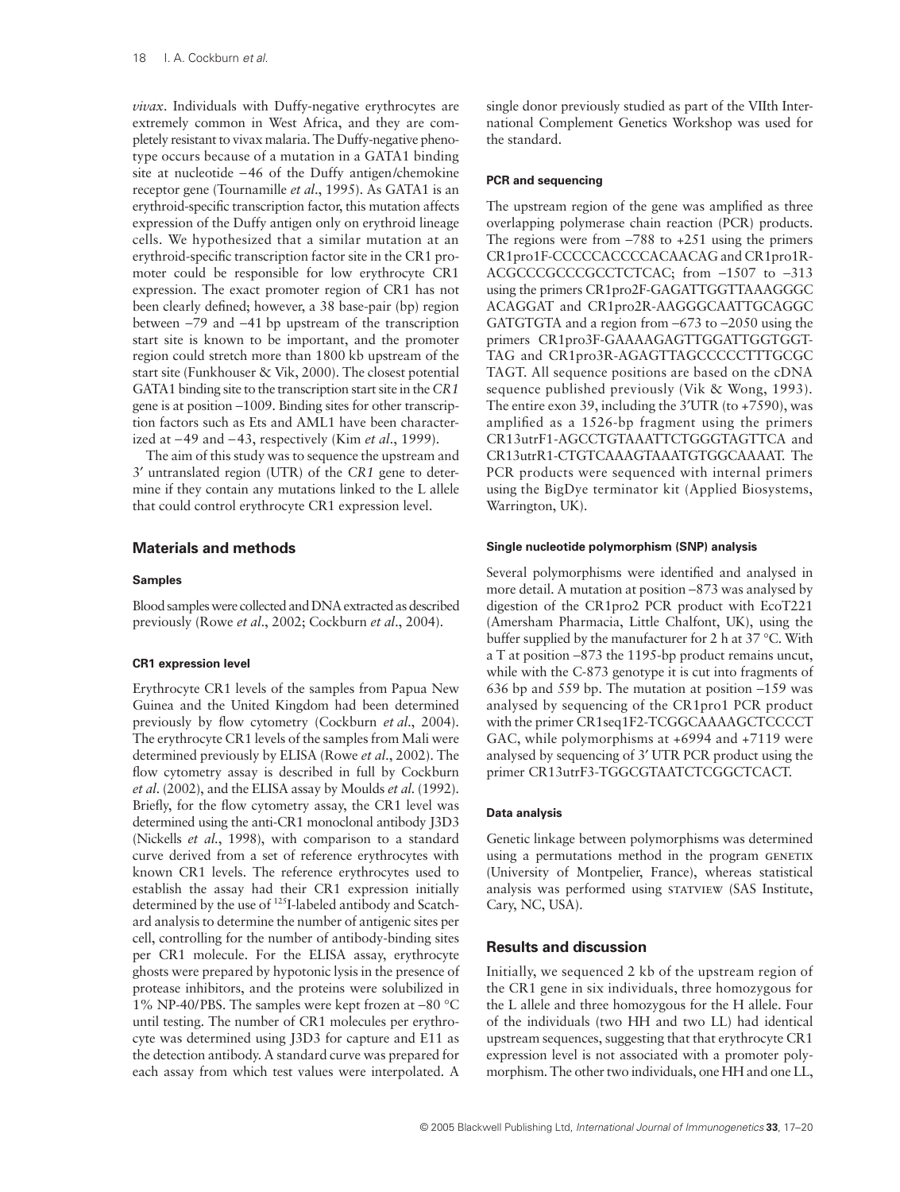*vivax*. Individuals with Duffy-negative erythrocytes are extremely common in West Africa, and they are completely resistant to vivax malaria. The Duffy-negative phenotype occurs because of a mutation in a GATA1 binding site at nucleotide −46 of the Duffy antigen/chemokine receptor gene (Tournamille *et al*., 1995). As GATA1 is an erythroid-specific transcription factor, this mutation affects expression of the Duffy antigen only on erythroid lineage cells. We hypothesized that a similar mutation at an erythroid-specific transcription factor site in the CR1 promoter could be responsible for low erythrocyte CR1 expression. The exact promoter region of CR1 has not been clearly defined; however, a 38 base-pair (bp) region between −79 and −41 bp upstream of the transcription start site is known to be important, and the promoter region could stretch more than 1800 kb upstream of the start site (Funkhouser & Vik, 2000). The closest potential GATA1 binding site to the transcription start site in the *CR1* gene is at position −1009. Binding sites for other transcription factors such as Ets and AML1 have been characterized at −49 and −43, respectively (Kim *et al*., 1999).

The aim of this study was to sequence the upstream and 3′ untranslated region (UTR) of the *CR1* gene to determine if they contain any mutations linked to the L allele that could control erythrocyte CR1 expression level.

## Materials and methods

### Samples

Blood samples were collected and DNA extracted as described previously (Rowe *et al*., 2002; Cockburn *et al*., 2004).

#### CR1 expression level

Erythrocyte CR1 levels of the samples from Papua New Guinea and the United Kingdom had been determined previously by flow cytometry (Cockburn *et al*., 2004). The erythrocyte CR1 levels of the samples from Mali were determined previously by ELISA (Rowe *et al*., 2002). The flow cytometry assay is described in full by Cockburn *et al*. (2002), and the ELISA assay by Moulds *et al*. (1992). Briefly, for the flow cytometry assay, the CR1 level was determined using the anti-CR1 monoclonal antibody J3D3 (Nickells *et al*., 1998), with comparison to a standard curve derived from a set of reference erythrocytes with known CR1 levels. The reference erythrocytes used to establish the assay had their CR1 expression initially determined by the use of $^{125}$I-labeled antibody and Scatchard analysis to determine the number of antigenic sites per cell, controlling for the number of antibody-binding sites per CR1 molecule. For the ELISA assay, erythrocyte ghosts were prepared by hypotonic lysis in the presence of protease inhibitors, and the proteins were solubilized in 1% NP-40/PBS. The samples were kept frozen at −80 °C until testing. The number of CR1 molecules per erythrocyte was determined using J3D3 for capture and E11 as the detection antibody. A standard curve was prepared for each assay from which test values were interpolated. A single donor previously studied as part of the VIIth International Complement Genetics Workshop was used for the standard.

#### PCR and sequencing

The upstream region of the gene was amplified as three overlapping polymerase chain reaction (PCR) products. The regions were from −788 to +251 using the primers CR1pro1F-CCCCCACCCCACAACAG and CR1pro1R-ACGCCCGCCCGCCTCTCAC; from −1507 to −313 using the primers CR1pro2F-GAGATTGGTTAAAGGGC ACAGGAT and CR1pro2R-AAGGGCAATTGCAGGC GATGTGTA and a region from −673 to −2050 using the primers CR1pro3F-GAAAAGAGTTGGATTGGTGGT-TAG and CR1pro3R-AGAGTTAGCCCCCTTTGCGC TAGT. All sequence positions are based on the cDNA sequence published previously (Vik & Wong, 1993). The entire exon 39, including the 3′UTR (to +7590), was amplified as a 1526-bp fragment using the primers CR13utrF1-AGCCTGTAAATTCTGGGTAGTTCA and CR13utrR1-CTGTCAAAGTAAATGTGGCAAAAT. The PCR products were sequenced with internal primers using the BigDye terminator kit (Applied Biosystems, Warrington, UK).

#### Single nucleotide polymorphism (SNP) analysis

Several polymorphisms were identified and analysed in more detail. A mutation at position −873 was analysed by digestion of the CR1pro2 PCR product with EcoT22I (Amersham Pharmacia, Little Chalfont, UK), using the buffer supplied by the manufacturer for 2 h at 37 °C. With a T at position −873 the 1195-bp product remains uncut, while with the C-873 genotype it is cut into fragments of 636 bp and 559 bp. The mutation at position −159 was analysed by sequencing of the CR1pro1 PCR product with the primer CR1seq1F2-TCGGCAAAAGCTCCCCT GAC, while polymorphisms at +6994 and +7119 were analysed by sequencing of 3′ UTR PCR product using the primer CR13utrF3-TGGCGTAATCTCGGCTCACT.

#### Data analysis

Genetic linkage between polymorphisms was determined using a permutations method in the program GENETIX (University of Montpelier, France), whereas statistical analysis was performed using STATVIEW (SAS Institute, Cary, NC, USA).

## Results and discussion

Initially, we sequenced 2 kb of the upstream region of the CR1 gene in six individuals, three homozygous for the L allele and three homozygous for the H allele. Four of the individuals (two HH and two LL) had identical upstream sequences, suggesting that that erythrocyte CR1 expression level is not associated with a promoter polymorphism. The other two individuals, one HH and one LL,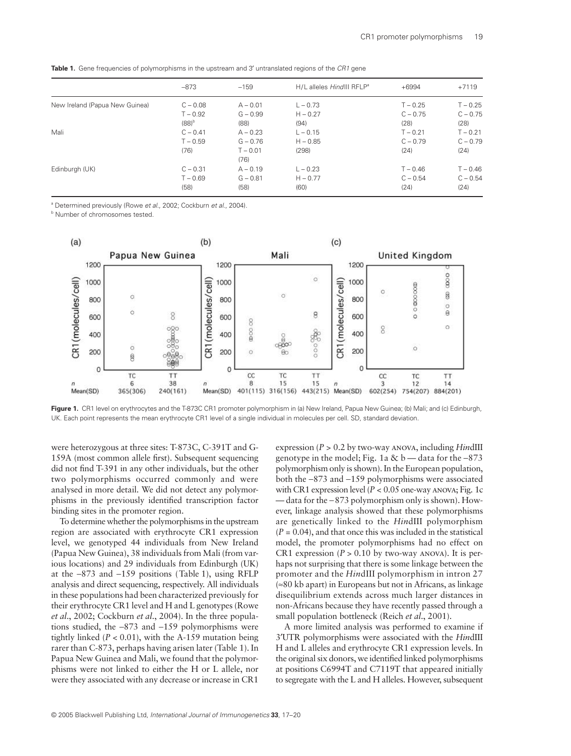**Table 1.** Gene frequencies of polymorphisms in the upstream and 3′ untranslated regions of the *CR1* gene

| | −873 | −159 | H/L alleles *Hin*dIII RFLP[a] | +6994 | +7119 |
|---|---|---|---|---|---|
| New Ireland (Papua New Guinea) | C – 0.08<br>T – 0.92<br>(88)[b] | A – 0.01<br>G – 0.99<br>(88) | L – 0.73<br>H – 0.27<br>(94) | T – 0.25<br>C – 0.75<br>(28) | T – 0.25<br>C – 0.75<br>(28) |
| Mali | C – 0.41<br>T – 0.59<br>(76) | A – 0.23<br>G – 0.76<br>T – 0.01<br>(76) | L – 0.15<br>H – 0.85<br>(298) | T – 0.21<br>C – 0.79<br>(24) | T – 0.21<br>C – 0.79<br>(24) |
| Edinburgh (UK) | C – 0.31<br>T – 0.69<br>(58) | A – 0.19<br>G – 0.81<br>(58) | L – 0.23<br>H – 0.77<br>(60) | T – 0.46<br>C – 0.54<br>(24) | T – 0.46<br>C – 0.54<br>(24) |

[a] Determined previously (Rowe *et al*., 2002; Cockburn *et al*., 2004).
[b] Number of chromosomes tested.

**Figure 1.** CR1 level on erythrocytes and the T-873C CR1 promoter polymorphism in (a) New Ireland, Papua New Guinea; (b) Mali; and (c) Edinburgh, UK. Each point represents the mean erythrocyte CR1 level of a single individual in molecules per cell. SD, standard deviation.

were heterozygous at three sites: T-873C, C-391T and G-159A (most common allele first). Subsequent sequencing did not find T-391 in any other individuals, but the other two polymorphisms occurred commonly and were analysed in more detail. We did not detect any polymorphisms in the previously identified transcription factor binding sites in the promoter region.

To determine whether the polymorphisms in the upstream region are associated with erythrocyte CR1 expression level, we genotyped 44 individuals from New Ireland (Papua New Guinea), 38 individuals from Mali (from various locations) and 29 individuals from Edinburgh (UK) at the −873 and −159 positions (Table 1), using RFLP analysis and direct sequencing, respectively. All individuals in these populations had been characterized previously for their erythrocyte CR1 level and H and L genotypes (Rowe *et al*., 2002; Cockburn *et al*., 2004). In the three populations studied, the −873 and −159 polymorphisms were tightly linked ($P < 0.01$), with the A-159 mutation being rarer than C-873, perhaps having arisen later (Table 1). In Papua New Guinea and Mali, we found that the polymorphisms were not linked to either the H or L allele, nor were they associated with any decrease or increase in CR1 expression ($P > 0.2$ by two-way ANOVA, including *Hin*dIII genotype in the model; Fig. 1a & b — data for the −873 polymorphism only is shown). In the European population, both the −873 and −159 polymorphisms were associated with CR1 expression level ($P < 0.05$ one-way ANOVA; Fig. 1c — data for the −873 polymorphism only is shown). However, linkage analysis showed that these polymorphisms are genetically linked to the *Hin*dIII polymorphism ($P = 0.04$), and that once this was included in the statistical model, the promoter polymorphisms had no effect on CR1 expression ($P > 0.10$ by two-way ANOVA). It is perhaps not surprising that there is some linkage between the promoter and the *Hin*dIII polymorphism in intron 27 (≈80 kb apart) in Europeans but not in Africans, as linkage disequilibrium extends across much larger distances in non-Africans because they have recently passed through a small population bottleneck (Reich *et al*., 2001).

A more limited analysis was performed to examine if 3′UTR polymorphisms were associated with the *Hin*dIII H and L alleles and erythrocyte CR1 expression levels. In the original six donors, we identified linked polymorphisms at positions C6994T and C7119T that appeared initially to segregate with the L and H alleles. However, subsequent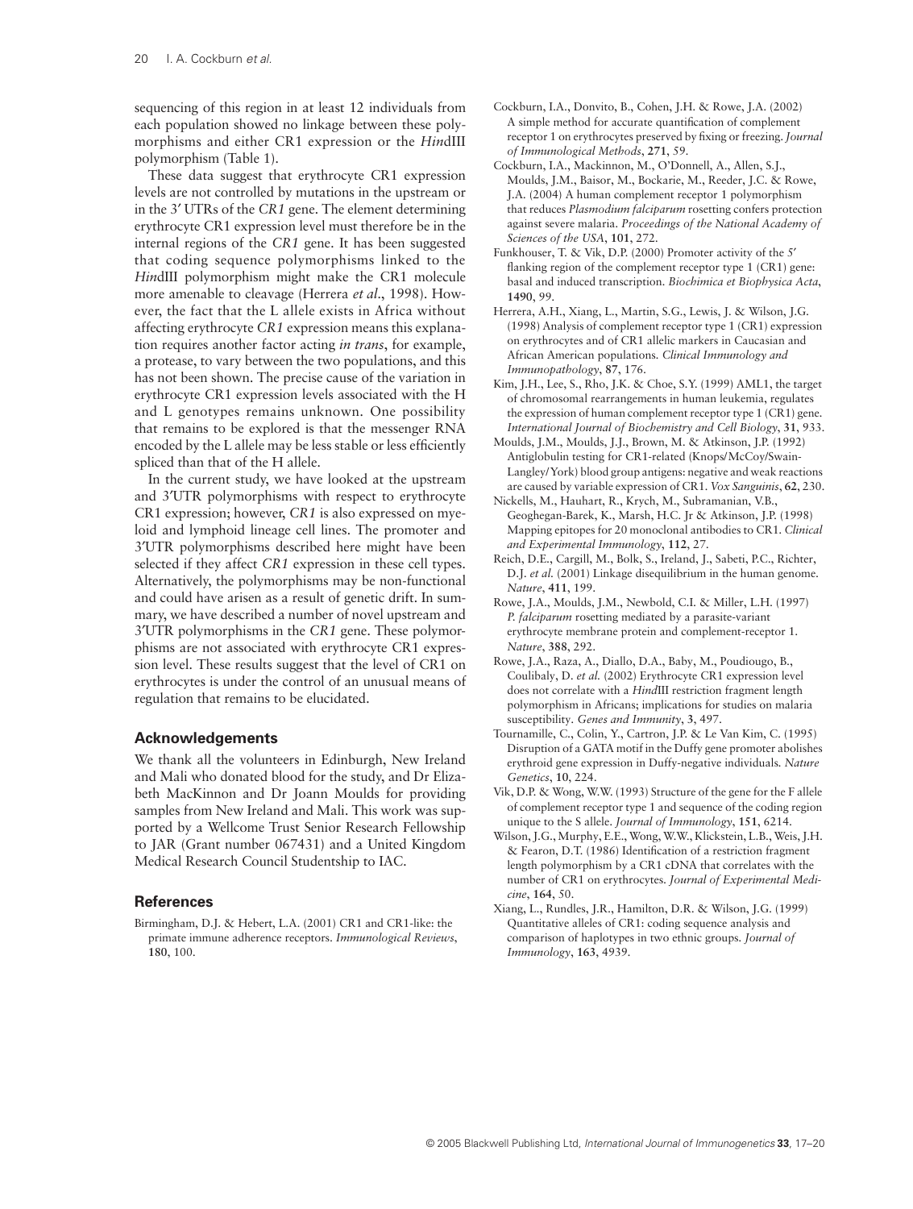sequencing of this region in at least 12 individuals from each population showed no linkage between these polymorphisms and either CR1 expression or the *Hin*dIII polymorphism (Table 1).

These data suggest that erythrocyte CR1 expression levels are not controlled by mutations in the upstream or in the 3′ UTRs of the *CR1* gene. The element determining erythrocyte CR1 expression level must therefore be in the internal regions of the *CR1* gene. It has been suggested that coding sequence polymorphisms linked to the *Hin*dIII polymorphism might make the CR1 molecule more amenable to cleavage (Herrera *et al*., 1998). However, the fact that the L allele exists in Africa without affecting erythrocyte *CR1* expression means this explanation requires another factor acting *in trans*, for example, a protease, to vary between the two populations, and this has not been shown. The precise cause of the variation in erythrocyte CR1 expression levels associated with the H and L genotypes remains unknown. One possibility that remains to be explored is that the messenger RNA encoded by the L allele may be less stable or less efficiently spliced than that of the H allele.

In the current study, we have looked at the upstream and 3′UTR polymorphisms with respect to erythrocyte CR1 expression; however, *CR1* is also expressed on myeloid and lymphoid lineage cell lines. The promoter and 3′UTR polymorphisms described here might have been selected if they affect *CR1* expression in these cell types. Alternatively, the polymorphisms may be non-functional and could have arisen as a result of genetic drift. In summary, we have described a number of novel upstream and 3′UTR polymorphisms in the *CR1* gene. These polymorphisms are not associated with erythrocyte CR1 expression level. These results suggest that the level of CR1 on erythrocytes is under the control of an unusual means of regulation that remains to be elucidated.

## Acknowledgements

We thank all the volunteers in Edinburgh, New Ireland and Mali who donated blood for the study, and Dr Elizabeth MacKinnon and Dr Joann Moulds for providing samples from New Ireland and Mali. This work was supported by a Wellcome Trust Senior Research Fellowship to JAR (Grant number 067431) and a United Kingdom Medical Research Council Studentship to IAC.

## References

Birmingham, D.J. & Hebert, L.A. (2001) CR1 and CR1-like: the primate immune adherence receptors. *Immunological Reviews*, **180**, 100.

Cockburn, I.A., Donvito, B., Cohen, J.H. & Rowe, J.A. (2002) A simple method for accurate quantification of complement receptor 1 on erythrocytes preserved by fixing or freezing. *Journal of Immunological Methods*, **271**, 59.

Cockburn, I.A., Mackinnon, M., O'Donnell, A., Allen, S.J., Moulds, J.M., Baisor, M., Bockarie, M., Reeder, J.C. & Rowe, J.A. (2004) A human complement receptor 1 polymorphism that reduces *Plasmodium falciparum* rosetting confers protection against severe malaria. *Proceedings of the National Academy of Sciences of the USA*, **101**, 272.

Funkhouser, T. & Vik, D.P. (2000) Promoter activity of the 5′ flanking region of the complement receptor type 1 (CR1) gene: basal and induced transcription. *Biochimica et Biophysica Acta*, **1490**, 99.

Herrera, A.H., Xiang, L., Martin, S.G., Lewis, J. & Wilson, J.G. (1998) Analysis of complement receptor type 1 (CR1) expression on erythrocytes and of CR1 allelic markers in Caucasian and African American populations. *Clinical Immunology and Immunopathology*, **87**, 176.

Kim, J.H., Lee, S., Rho, J.K. & Choe, S.Y. (1999) AML1, the target of chromosomal rearrangements in human leukemia, regulates the expression of human complement receptor type 1 (CR1) gene. *International Journal of Biochemistry and Cell Biology*, **31**, 933.

Moulds, J.M., Moulds, J.J., Brown, M. & Atkinson, J.P. (1992) Antiglobulin testing for CR1-related (Knops/McCoy/Swain-Langley/York) blood group antigens: negative and weak reactions are caused by variable expression of CR1. *Vox Sanguinis*, **62**, 230.

Nickells, M., Hauhart, R., Krych, M., Subramanian, V.B., Geoghegan-Barek, K., Marsh, H.C. Jr & Atkinson, J.P. (1998) Mapping epitopes for 20 monoclonal antibodies to CR1. *Clinical and Experimental Immunology*, **112**, 27.

Reich, D.E., Cargill, M., Bolk, S., Ireland, J., Sabeti, P.C., Richter, D.J. *et al.* (2001) Linkage disequilibrium in the human genome. *Nature*, **411**, 199.

Rowe, J.A., Moulds, J.M., Newbold, C.I. & Miller, L.H. (1997) *P. falciparum* rosetting mediated by a parasite-variant erythrocyte membrane protein and complement-receptor 1. *Nature*, **388**, 292.

Rowe, J.A., Raza, A., Diallo, D.A., Baby, M., Poudiougo, B., Coulibaly, D. *et al.* (2002) Erythrocyte CR1 expression level does not correlate with a *Hind*III restriction fragment length polymorphism in Africans; implications for studies on malaria susceptibility. *Genes and Immunity*, **3**, 497.

Tournamille, C., Colin, Y., Cartron, J.P. & Le Van Kim, C. (1995) Disruption of a GATA motif in the Duffy gene promoter abolishes erythroid gene expression in Duffy-negative individuals. *Nature Genetics*, **10**, 224.

Vik, D.P. & Wong, W.W. (1993) Structure of the gene for the F allele of complement receptor type 1 and sequence of the coding region unique to the S allele. *Journal of Immunology*, **151**, 6214.

Wilson, J.G., Murphy, E.E., Wong, W.W., Klickstein, L.B., Weis, J.H. & Fearon, D.T. (1986) Identification of a restriction fragment length polymorphism by a CR1 cDNA that correlates with the number of CR1 on erythrocytes. *Journal of Experimental Medicine*, **164**, 50.

Xiang, L., Rundles, J.R., Hamilton, D.R. & Wilson, J.G. (1999) Quantitative alleles of CR1: coding sequence analysis and comparison of haplotypes in two ethnic groups. *Journal of Immunology*, **163**, 4939.